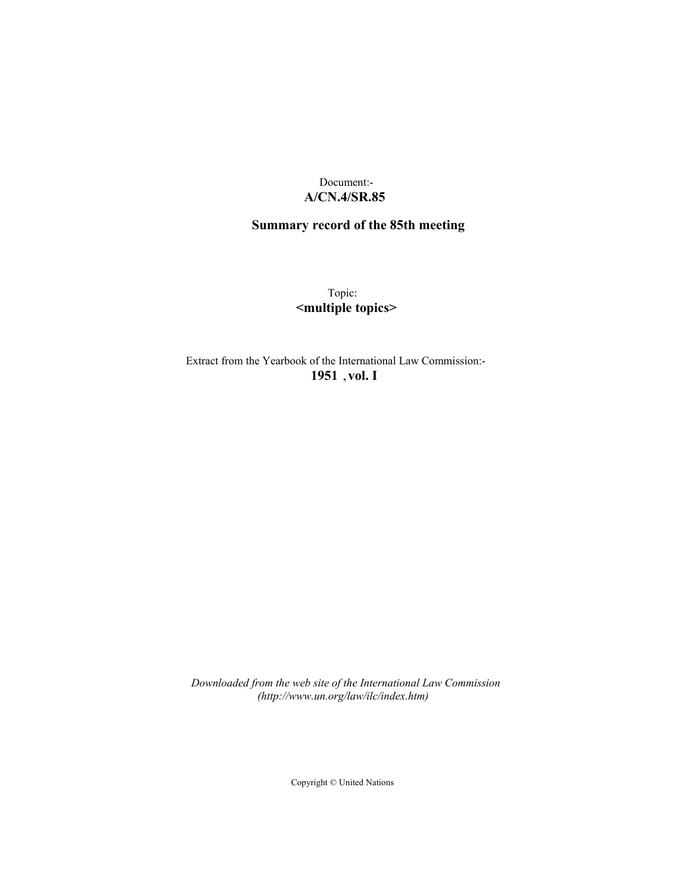Document:-
**A/CN.4/SR.85**

**Summary record of the 85th meeting**

Topic:
**<multiple topics>**

Extract from the Yearbook of the International Law Commission:-
**1951 , vol. I**

*Downloaded from the web site of the International Law Commission (http://www.un.org/law/ilc/index.htm)*

Copyright © United Nations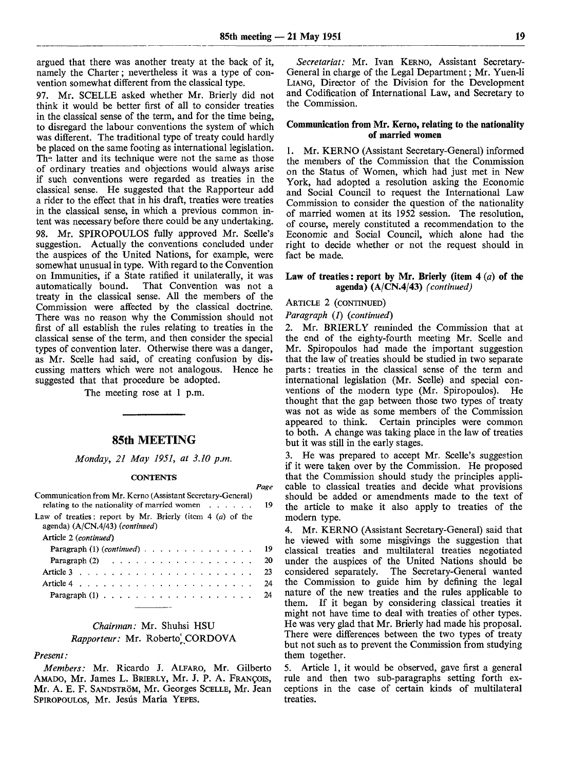argued that there was another treaty at the back of it, namely the Charter; nevertheless it was a type of convention somewhat different from the classical type.

97. Mr. SCELLE asked whether Mr. Brierly did not think it would be better first of all to consider treaties in the classical sense of the term, and for the time being, to disregard the labour conventions the system of which was different. The traditional type of treaty could hardly be placed on the same footing as international legislation. The latter and its technique were not the same as those of ordinary treaties and objections would always arise if such conventions were regarded as treaties in the classical sense. He suggested that the Rapporteur add a rider to the effect that in his draft, treaties were treaties in the classical sense, in which a previous common intent was necessary before there could be any undertaking.

98. Mr. SPIROPOULOS fully approved Mr. Scelle's suggestion. Actually the conventions concluded under the auspices of the United Nations, for example, were somewhat unusual in type. With regard to the Convention on Immunities, if a State ratified it unilaterally, it was automatically bound. That Convention was not a treaty in the classical sense. All the members of the Commission were affected by the classical doctrine. There was no reason why the Commission should not first of all establish the rules relating to treaties in the classical sense of the term, and then consider the special types of convention later. Otherwise there was a danger, as Mr. Scelle had said, of creating confusion by discussing matters which were not analogous. Hence he suggested that that procedure be adopted.

The meeting rose at 1 p.m.

## 85th MEETING

*Monday, 21 May 1951, at 3.10 p.m.*

### CONTENTS

| | Page |
|---|---|
| Communication from Mr. Kerno (Assistant Secretary-General) relating to the nationality of married women | 19 |
| Law of treaties: report by Mr. Brierly (item 4 (*a*) of the agenda) (A/CN.4/43) (*continued*) | |
| Article 2 (*continued*) | |
| Paragraph (1) (*continued*) | 19 |
| Paragraph (2) | 20 |
| Article 3 | 23 |
| Article 4 | 24 |
| Paragraph (1) | 24 |

*Chairman:* Mr. Shuhsi HSU

*Rapporteur:* Mr. Roberto CORDOVA

*Present:*

*Members:* Mr. Ricardo J. ALFARO, Mr. Gilberto AMADO, Mr. James L. BRIERLY, Mr. J. P. A. FRANÇOIS, Mr. A. E. F. SANDSTRÖM, Mr. Georges SCELLE, Mr. Jean SPIROPOULOS, Mr. Jesús María YEPES.

*Secretariat:* Mr. Ivan KERNO, Assistant Secretary-General in charge of the Legal Department; Mr. Yuen-li LIANG, Director of the Division for the Development and Codification of International Law, and Secretary to the Commission.

### Communication from Mr. Kerno, relating to the nationality of married women

1. Mr. KERNO (Assistant Secretary-General) informed the members of the Commission that the Commission on the Status of Women, which had just met in New York, had adopted a resolution asking the Economic and Social Council to request the International Law Commission to consider the question of the nationality of married women at its 1952 session. The resolution, of course, merely constituted a recommendation to the Economic and Social Council, which alone had the right to decide whether or not the request should in fact be made.

### Law of treaties: report by Mr. Brierly (item 4 (*a*) of the agenda) (A/CN.4/43) (*continued*)

ARTICLE 2 (CONTINUED)

*Paragraph (1) (continued)*

2. Mr. BRIERLY reminded the Commission that at the end of the eighty-fourth meeting Mr. Scelle and Mr. Spiropoulos had made the important suggestion that the law of treaties should be studied in two separate parts: treaties in the classical sense of the term and international legislation (Mr. Scelle) and special conventions of the modern type (Mr. Spiropoulos). He thought that the gap between those two types of treaty was not as wide as some members of the Commission appeared to think. Certain principles were common to both. A change was taking place in the law of treaties but it was still in the early stages.

3. He was prepared to accept Mr. Scelle's suggestion if it were taken over by the Commission. He proposed that the Commission should study the principles applicable to classical treaties and decide what provisions should be added or amendments made to the text of the article to make it also apply to treaties of the modern type.

4. Mr. KERNO (Assistant Secretary-General) said that he viewed with some misgivings the suggestion that classical treaties and multilateral treaties negotiated under the auspices of the United Nations should be considered separately. The Secretary-General wanted the Commission to guide him by defining the legal nature of the new treaties and the rules applicable to them. If it began by considering classical treaties it might not have time to deal with treaties of other types. He was very glad that Mr. Brierly had made his proposal. There were differences between the two types of treaty but not such as to prevent the Commission from studying them together.

5. Article 1, it would be observed, gave first a general rule and then two sub-paragraphs setting forth exceptions in the case of certain kinds of multilateral treaties.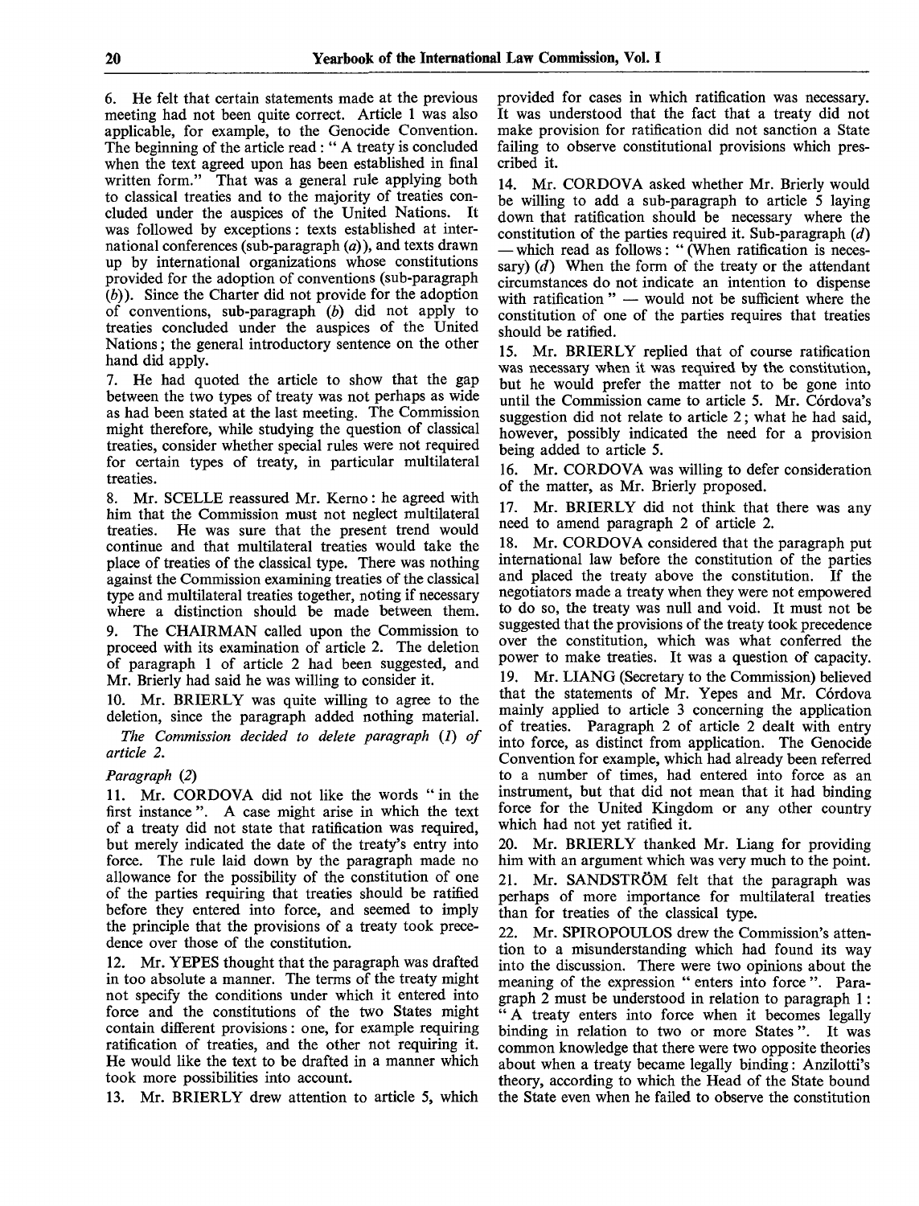6. He felt that certain statements made at the previous meeting had not been quite correct. Article 1 was also applicable, for example, to the Genocide Convention. The beginning of the article read : " A treaty is concluded when the text agreed upon has been established in final written form." That was a general rule applying both to classical treaties and to the majority of treaties concluded under the auspices of the United Nations. It was followed by exceptions : texts established at international conferences (sub-paragraph (*a*)), and texts drawn up by international organizations whose constitutions provided for the adoption of conventions (sub-paragraph (*b*)). Since the Charter did not provide for the adoption of conventions, sub-paragraph (*b*) did not apply to treaties concluded under the auspices of the United Nations ; the general introductory sentence on the other hand did apply.

7. He had quoted the article to show that the gap between the two types of treaty was not perhaps as wide as had been stated at the last meeting. The Commission might therefore, while studying the question of classical treaties, consider whether special rules were not required for certain types of treaty, in particular multilateral treaties.

8. Mr. SCELLE reassured Mr. Kerno : he agreed with him that the Commission must not neglect multilateral treaties. He was sure that the present trend would continue and that multilateral treaties would take the place of treaties of the classical type. There was nothing against the Commission examining treaties of the classical type and multilateral treaties together, noting if necessary where a distinction should be made between them.

9. The CHAIRMAN called upon the Commission to proceed with its examination of article 2. The deletion of paragraph 1 of article 2 had been suggested, and Mr. Brierly had said he was willing to consider it.

10. Mr. BRIERLY was quite willing to agree to the deletion, since the paragraph added nothing material.

*The Commission decided to delete paragraph (1) of article 2.*

*Paragraph (2)*

11. Mr. CORDOVA did not like the words " in the first instance ". A case might arise in which the text of a treaty did not state that ratification was required, but merely indicated the date of the treaty's entry into force. The rule laid down by the paragraph made no allowance for the possibility of the constitution of one of the parties requiring that treaties should be ratified before they entered into force, and seemed to imply the principle that the provisions of a treaty took precedence over those of the constitution.

12. Mr. YEPES thought that the paragraph was drafted in too absolute a manner. The terms of the treaty might not specify the conditions under which it entered into force and the constitutions of the two States might contain different provisions : one, for example requiring ratification of treaties, and the other not requiring it. He would like the text to be drafted in a manner which took more possibilities into account.

13. Mr. BRIERLY drew attention to article 5, which provided for cases in which ratification was necessary. It was understood that the fact that a treaty did not make provision for ratification did not sanction a State failing to observe constitutional provisions which prescribed it.

14. Mr. CORDOVA asked whether Mr. Brierly would be willing to add a sub-paragraph to article 5 laying down that ratification should be necessary where the constitution of the parties required it. Sub-paragraph (*d*) — which read as follows : " (When ratification is necessary) (*d*) When the form of the treaty or the attendant circumstances do not indicate an intention to dispense with ratification " — would not be sufficient where the constitution of one of the parties requires that treaties should be ratified.

15. Mr. BRIERLY replied that of course ratification was necessary when it was required by the constitution, but he would prefer the matter not to be gone into until the Commission came to article 5. Mr. Córdova's suggestion did not relate to article 2 ; what he had said, however, possibly indicated the need for a provision being added to article 5.

16. Mr. CORDOVA was willing to defer consideration of the matter, as Mr. Brierly proposed.

17. Mr. BRIERLY did not think that there was any need to amend paragraph 2 of article 2.

18. Mr. CORDOVA considered that the paragraph put international law before the constitution of the parties and placed the treaty above the constitution. If the negotiators made a treaty when they were not empowered to do so, the treaty was null and void. It must not be suggested that the provisions of the treaty took precedence over the constitution, which was what conferred the power to make treaties. It was a question of capacity.

19. Mr. LIANG (Secretary to the Commission) believed that the statements of Mr. Yepes and Mr. Córdova mainly applied to article 3 concerning the application of treaties. Paragraph 2 of article 2 dealt with entry into force, as distinct from application. The Genocide Convention for example, which had already been referred to a number of times, had entered into force as an instrument, but that did not mean that it had binding force for the United Kingdom or any other country which had not yet ratified it.

20. Mr. BRIERLY thanked Mr. Liang for providing him with an argument which was very much to the point.

21. Mr. SANDSTRÖM felt that the paragraph was perhaps of more importance for multilateral treaties than for treaties of the classical type.

22. Mr. SPIROPOULOS drew the Commission's attention to a misunderstanding which had found its way into the discussion. There were two opinions about the meaning of the expression " enters into force ". Paragraph 2 must be understood in relation to paragraph 1 : " A treaty enters into force when it becomes legally binding in relation to two or more States ". It was common knowledge that there were two opposite theories about when a treaty became legally binding : Anzilotti's theory, according to which the Head of the State bound the State even when he failed to observe the constitution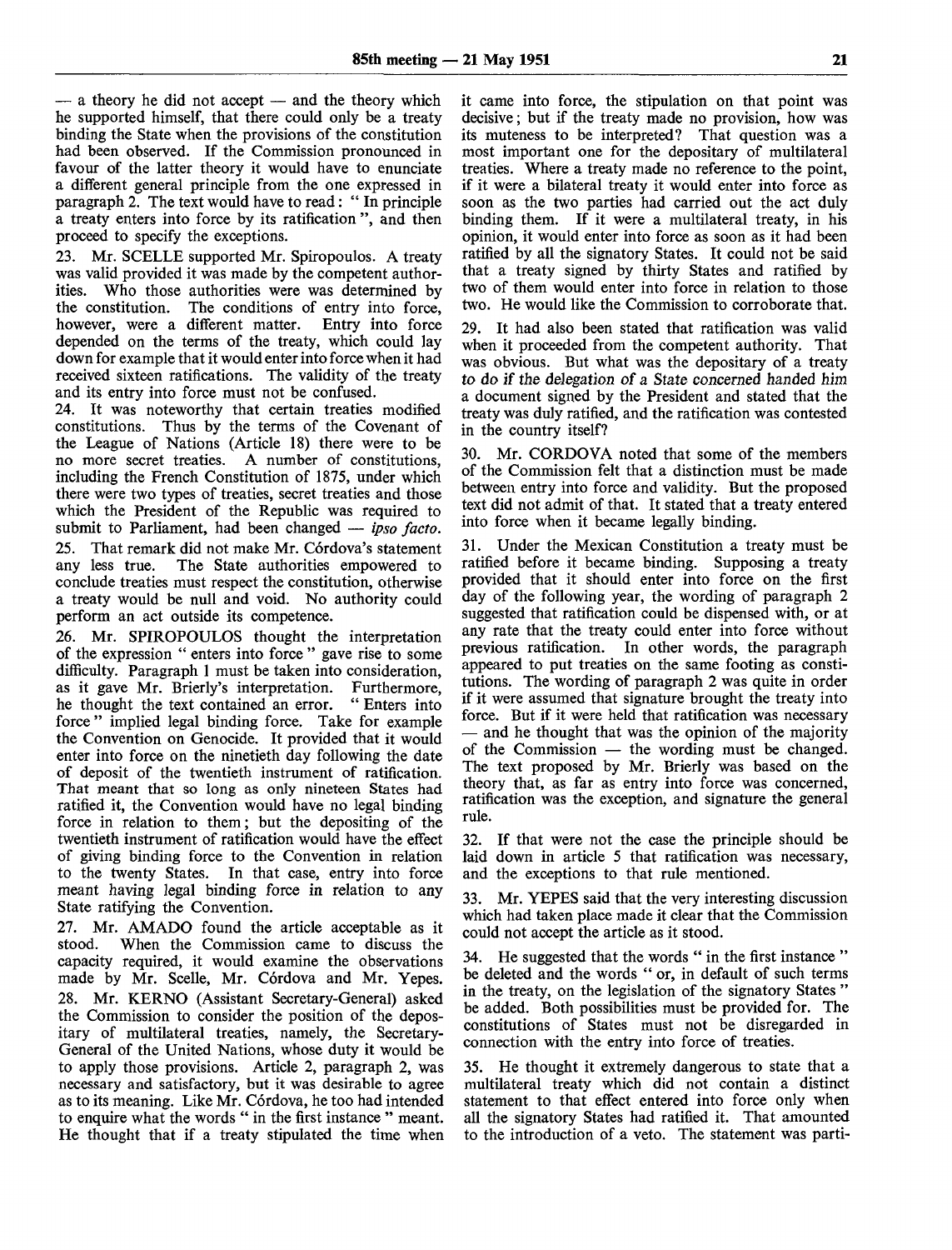— a theory he did not accept — and the theory which he supported himself, that there could only be a treaty binding the State when the provisions of the constitution had been observed. If the Commission pronounced in favour of the latter theory it would have to enunciate a different general principle from the one expressed in paragraph 2. The text would have to read: " In principle a treaty enters into force by its ratification ", and then proceed to specify the exceptions.

23. Mr. SCELLE supported Mr. Spiropoulos. A treaty was valid provided it was made by the competent authorities. Who those authorities were was determined by the constitution. The conditions of entry into force, however, were a different matter. Entry into force depended on the terms of the treaty, which could lay down for example that it would enter into force when it had received sixteen ratifications. The validity of the treaty and its entry into force must not be confused.

24. It was noteworthy that certain treaties modified constitutions. Thus by the terms of the Covenant of the League of Nations (Article 18) there were to be no more secret treaties. A number of constitutions, including the French Constitution of 1875, under which there were two types of treaties, secret treaties and those which the President of the Republic was required to submit to Parliament, had been changed — *ipso facto*.

25. That remark did not make Mr. Córdova's statement any less true. The State authorities empowered to conclude treaties must respect the constitution, otherwise a treaty would be null and void. No authority could perform an act outside its competence.

26. Mr. SPIROPOULOS thought the interpretation of the expression " enters into force " gave rise to some difficulty. Paragraph 1 must be taken into consideration, as it gave Mr. Brierly's interpretation. Furthermore, he thought the text contained an error. " Enters into force " implied legal binding force. Take for example the Convention on Genocide. It provided that it would enter into force on the ninetieth day following the date of deposit of the twentieth instrument of ratification. That meant that so long as only nineteen States had ratified it, the Convention would have no legal binding force in relation to them; but the depositing of the twentieth instrument of ratification would have the effect of giving binding force to the Convention in relation to the twenty States. In that case, entry into force meant having legal binding force in relation to any State ratifying the Convention.

27. Mr. AMADO found the article acceptable as it stood. When the Commission came to discuss the capacity required, it would examine the observations made by Mr. Scelle, Mr. Córdova and Mr. Yepes.

28. Mr. KERNO (Assistant Secretary-General) asked the Commission to consider the position of the depositary of multilateral treaties, namely, the Secretary-General of the United Nations, whose duty it would be to apply those provisions. Article 2, paragraph 2, was necessary and satisfactory, but it was desirable to agree as to its meaning. Like Mr. Córdova, he too had intended to enquire what the words " in the first instance " meant. He thought that if a treaty stipulated the time when it came into force, the stipulation on that point was decisive; but if the treaty made no provision, how was its muteness to be interpreted? That question was a most important one for the depositary of multilateral treaties. Where a treaty made no reference to the point, if it were a bilateral treaty it would enter into force as soon as the two parties had carried out the act duly binding them. If it were a multilateral treaty, in his opinion, it would enter into force as soon as it had been ratified by all the signatory States. It could not be said that a treaty signed by thirty States and ratified by two of them would enter into force in relation to those two. He would like the Commission to corroborate that.

29. It had also been stated that ratification was valid when it proceeded from the competent authority. That was obvious. But what was the depositary of a treaty *to do if the delegation of a State concerned handed him* a document signed by the President and stated that the treaty was duly ratified, and the ratification was contested in the country itself?

30. Mr. CORDOVA noted that some of the members of the Commission felt that a distinction must be made between entry into force and validity. But the proposed text did not admit of that. It stated that a treaty entered into force when it became legally binding.

31. Under the Mexican Constitution a treaty must be ratified before it became binding. Supposing a treaty provided that it should enter into force on the first day of the following year, the wording of paragraph 2 suggested that ratification could be dispensed with, or at any rate that the treaty could enter into force without previous ratification. In other words, the paragraph appeared to put treaties on the same footing as constitutions. The wording of paragraph 2 was quite in order if it were assumed that signature brought the treaty into force. But if it were held that ratification was necessary — and he thought that was the opinion of the majority of the Commission — the wording must be changed. The text proposed by Mr. Brierly was based on the theory that, as far as entry into force was concerned, ratification was the exception, and signature the general rule.

32. If that were not the case the principle should be laid down in article 5 that ratification was necessary, and the exceptions to that rule mentioned.

33. Mr. YEPES said that the very interesting discussion which had taken place made it clear that the Commission could not accept the article as it stood.

34. He suggested that the words " in the first instance " be deleted and the words " or, in default of such terms in the treaty, on the legislation of the signatory States " be added. Both possibilities must be provided for. The constitutions of States must not be disregarded in connection with the entry into force of treaties.

35. He thought it extremely dangerous to state that a multilateral treaty which did not contain a distinct statement to that effect entered into force only when all the signatory States had ratified it. That amounted to the introduction of a veto. The statement was parti-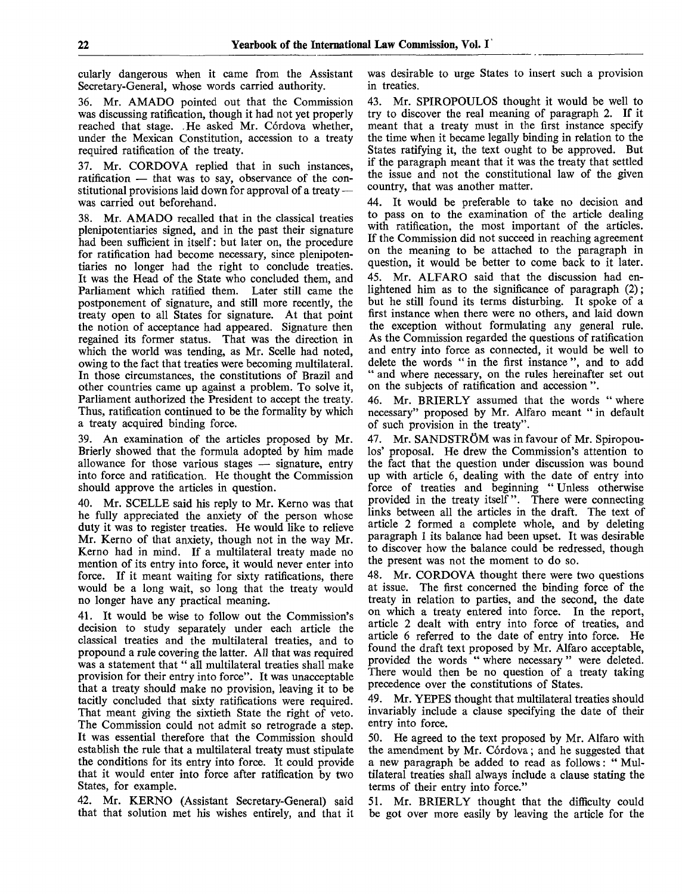cularly dangerous when it came from the Assistant Secretary-General, whose words carried authority.

36. Mr. AMADO pointed out that the Commission was discussing ratification, though it had not yet properly reached that stage. He asked Mr. Córdova whether, under the Mexican Constitution, accession to a treaty required ratification of the treaty.

37. Mr. CORDOVA replied that in such instances, ratification — that was to say, observance of the constitutional provisions laid down for approval of a treaty — was carried out beforehand.

38. Mr. AMADO recalled that in the classical treaties plenipotentiaries signed, and in the past their signature had been sufficient in itself: but later on, the procedure for ratification had become necessary, since plenipotentiaries no longer had the right to conclude treaties. It was the Head of the State who concluded them, and Parliament which ratified them. Later still came the postponement of signature, and still more recently, the treaty open to all States for signature. At that point the notion of acceptance had appeared. Signature then regained its former status. That was the direction in which the world was tending, as Mr. Scelle had noted, owing to the fact that treaties were becoming multilateral. In those circumstances, the constitutions of Brazil and other countries came up against a problem. To solve it, Parliament authorized the President to accept the treaty. Thus, ratification continued to be the formality by which a treaty acquired binding force.

39. An examination of the articles proposed by Mr. Brierly showed that the formula adopted by him made allowance for those various stages — signature, entry into force and ratification. He thought the Commission should approve the articles in question.

40. Mr. SCELLE said his reply to Mr. Kerno was that he fully appreciated the anxiety of the person whose duty it was to register treaties. He would like to relieve Mr. Kerno of that anxiety, though not in the way Mr. Kerno had in mind. If a multilateral treaty made no mention of its entry into force, it would never enter into force. If it meant waiting for sixty ratifications, there would be a long wait, so long that the treaty would no longer have any practical meaning.

41. It would be wise to follow out the Commission's decision to study separately under each article the classical treaties and the multilateral treaties, and to propound a rule covering the latter. All that was required was a statement that " all multilateral treaties shall make provision for their entry into force". It was unacceptable that a treaty should make no provision, leaving it to be tacitly concluded that sixty ratifications were required. That meant giving the sixtieth State the right of veto. The Commission could not admit so retrograde a step. It was essential therefore that the Commission should establish the rule that a multilateral treaty must stipulate the conditions for its entry into force. It could provide that it would enter into force after ratification by two States, for example.

42. Mr. KERNO (Assistant Secretary-General) said that that solution met his wishes entirely, and that it was desirable to urge States to insert such a provision in treaties.

43. Mr. SPIROPOULOS thought it would be well to try to discover the real meaning of paragraph 2. If it meant that a treaty must in the first instance specify the time when it became legally binding in relation to the States ratifying it, the text ought to be approved. But if the paragraph meant that it was the treaty that settled the issue and not the constitutional law of the given country, that was another matter.

44. It would be preferable to take no decision and to pass on to the examination of the article dealing with ratification, the most important of the articles. If the Commission did not succeed in reaching agreement on the meaning to be attached to the paragraph in question, it would be better to come back to it later.

45. Mr. ALFARO said that the discussion had enlightened him as to the significance of paragraph (2); but he still found its terms disturbing. It spoke of a first instance when there were no others, and laid down the exception without formulating any general rule. As the Commission regarded the questions of ratification and entry into force as connected, it would be well to delete the words " in the first instance ", and to add " and where necessary, on the rules hereinafter set out on the subjects of ratification and accession ".

46. Mr. BRIERLY assumed that the words " where necessary" proposed by Mr. Alfaro meant " in default of such provision in the treaty".

47. Mr. SANDSTRÖM was in favour of Mr. Spiropoulos' proposal. He drew the Commission's attention to the fact that the question under discussion was bound up with article 6, dealing with the date of entry into force of treaties and beginning " Unless otherwise provided in the treaty itself ". There were connecting links between all the articles in the draft. The text of article 2 formed a complete whole, and by deleting paragraph 1 its balance had been upset. It was desirable to discover how the balance could be redressed, though the present was not the moment to do so.

48. Mr. CORDOVA thought there were two questions at issue. The first concerned the binding force of the treaty in relation to parties, and the second, the date on which a treaty entered into force. In the report, article 2 dealt with entry into force of treaties, and article 6 referred to the date of entry into force. He found the draft text proposed by Mr. Alfaro acceptable, provided the words " where necessary " were deleted. There would then be no question of a treaty taking precedence over the constitutions of States.

49. Mr. YEPES thought that multilateral treaties should invariably include a clause specifying the date of their entry into force.

50. He agreed to the text proposed by Mr. Alfaro with the amendment by Mr. Córdova; and he suggested that a new paragraph be added to read as follows: " Multilateral treaties shall always include a clause stating the terms of their entry into force."

51. Mr. BRIERLY thought that the difficulty could be got over more easily by leaving the article for the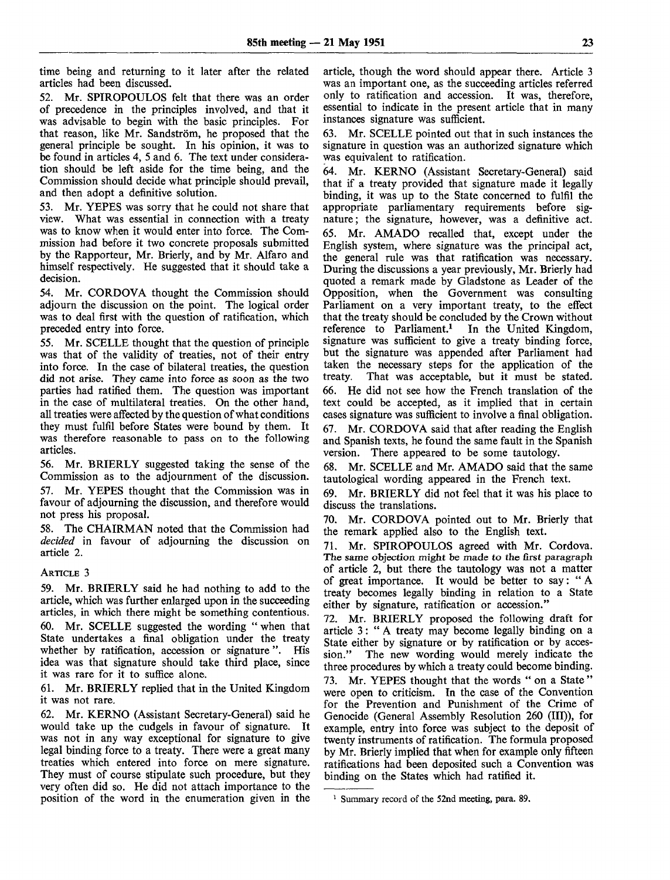time being and returning to it later after the related articles had been discussed.

52. Mr. SPIROPOULOS felt that there was an order of precedence in the principles involved, and that it was advisable to begin with the basic principles. For that reason, like Mr. Sandström, he proposed that the general principle be sought. In his opinion, it was to be found in articles 4, 5 and 6. The text under consideration should be left aside for the time being, and the Commission should decide what principle should prevail, and then adopt a definitive solution.

53. Mr. YEPES was sorry that he could not share that view. What was essential in connection with a treaty was to know when it would enter into force. The Commission had before it two concrete proposals submitted by the Rapporteur, Mr. Brierly, and by Mr. Alfaro and himself respectively. He suggested that it should take a decision.

54. Mr. CORDOVA thought the Commission should adjourn the discussion on the point. The logical order was to deal first with the question of ratification, which preceded entry into force.

55. Mr. SCELLE thought that the question of principle was that of the validity of treaties, not of their entry into force. In the case of bilateral treaties, the question did not arise. They came into force as soon as the two parties had ratified them. The question was important in the case of multilateral treaties. On the other hand, all treaties were affected by the question of what conditions they must fulfil before States were bound by them. It was therefore reasonable to pass on to the following articles.

56. Mr. BRIERLY suggested taking the sense of the Commission as to the adjournment of the discussion.

57. Mr. YEPES thought that the Commission was in favour of adjourning the discussion, and therefore would not press his proposal.

58. The CHAIRMAN noted that the Commission had *decided* in favour of adjourning the discussion on article 2.

ARTICLE 3

59. Mr. BRIERLY said he had nothing to add to the article, which was further enlarged upon in the succeeding articles, in which there might be something contentious.

60. Mr. SCELLE suggested the wording " when that State undertakes a final obligation under the treaty whether by ratification, accession or signature ". His idea was that signature should take third place, since it was rare for it to suffice alone.

61. Mr. BRIERLY replied that in the United Kingdom it was not rare.

62. Mr. KERNO (Assistant Secretary-General) said he would take up the cudgels in favour of signature. It was not in any way exceptional for signature to give legal binding force to a treaty. There were a great many treaties which entered into force on mere signature. They must of course stipulate such procedure, but they very often did so. He did not attach importance to the position of the word in the enumeration given in the article, though the word should appear there. Article 3 was an important one, as the succeeding articles referred only to ratification and accession. It was, therefore, essential to indicate in the present article that in many instances signature was sufficient.

63. Mr. SCELLE pointed out that in such instances the signature in question was an authorized signature which was equivalent to ratification.

64. Mr. KERNO (Assistant Secretary-General) said that if a treaty provided that signature made it legally binding, it was up to the State concerned to fulfil the appropriate parliamentary requirements before signature; the signature, however, was a definitive act.

65. Mr. AMADO recalled that, except under the English system, where signature was the principal act, the general rule was that ratification was necessary. During the discussions a year previously, Mr. Brierly had quoted a remark made by Gladstone as Leader of the Opposition, when the Government was consulting Parliament on a very important treaty, to the effect that the treaty should be concluded by the Crown without reference to Parliament.[1] In the United Kingdom, signature was sufficient to give a treaty binding force, but the signature was appended after Parliament had taken the necessary steps for the application of the treaty. That was acceptable, but it must be stated.

66. He did not see how the French translation of the text could be accepted, as it implied that in certain cases signature was sufficient to involve a final obligation.

67. Mr. CORDOVA said that after reading the English and Spanish texts, he found the same fault in the Spanish version. There appeared to be some tautology.

68. Mr. SCELLE and Mr. AMADO said that the same tautological wording appeared in the French text.

69. Mr. BRIERLY did not feel that it was his place to discuss the translations.

70. Mr. CORDOVA pointed out to Mr. Brierly that the remark applied also to the English text.

71. Mr. SPIROPOULOS agreed with Mr. Cordova. The same objection might be made to the first paragraph of article 2, but there the tautology was not a matter of great importance. It would be better to say: " A treaty becomes legally binding in relation to a State either by signature, ratification or accession."

72. Mr. BRIERLY proposed the following draft for article 3: " A treaty may become legally binding on a State either by signature or by ratification or by accession." The new wording would merely indicate the three procedures by which a treaty could become binding.

73. Mr. YEPES thought that the words " on a State " were open to criticism. In the case of the Convention for the Prevention and Punishment of the Crime of Genocide (General Assembly Resolution 260 (III)), for example, entry into force was subject to the deposit of twenty instruments of ratification. The formula proposed by Mr. Brierly implied that when for example only fifteen ratifications had been deposited such a Convention was binding on the States which had ratified it.

---

[1] Summary record of the 52nd meeting, para. 89.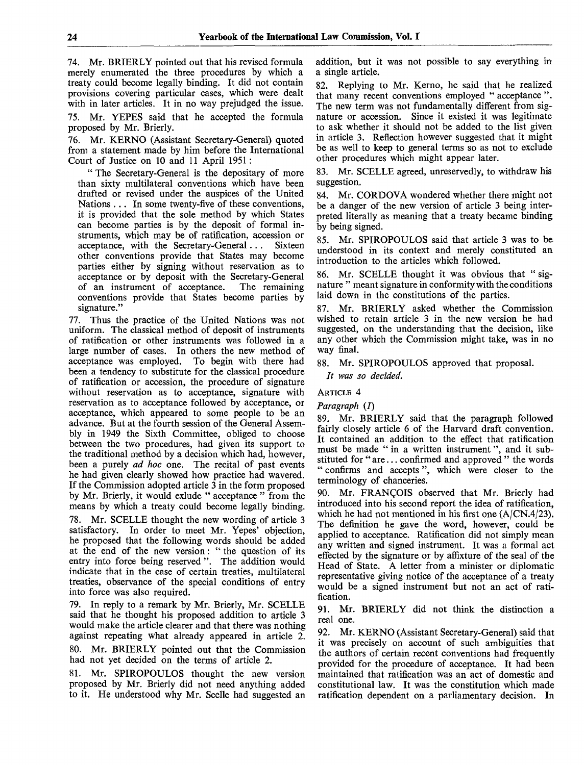74. Mr. BRIERLY pointed out that his revised formula merely enumerated the three procedures by which a treaty could become legally binding. It did not contain provisions covering particular cases, which were dealt with in later articles. It in no way prejudged the issue.

75. Mr. YEPES said that he accepted the formula proposed by Mr. Brierly.

76. Mr. KERNO (Assistant Secretary-General) quoted from a statement made by him before the International Court of Justice on 10 and 11 April 1951:

> " The Secretary-General is the depositary of more than sixty multilateral conventions which have been drafted or revised under the auspices of the United Nations ... In some twenty-five of these conventions, it is provided that the sole method by which States can become parties is by the deposit of formal instruments, which may be of ratification, accession or acceptance, with the Secretary-General ... Sixteen other conventions provide that States may become parties either by signing without reservation as to acceptance or by deposit with the Secretary-General of an instrument of acceptance. The remaining conventions provide that States become parties by signature."

77. Thus the practice of the United Nations was not uniform. The classical method of deposit of instruments of ratification or other instruments was followed in a large number of cases. In others the new method of acceptance was employed. To begin with there had been a tendency to substitute for the classical procedure of ratification or accession, the procedure of signature without reservation as to acceptance, signature with reservation as to acceptance followed by acceptance, or acceptance, which appeared to some people to be an advance. But at the fourth session of the General Assembly in 1949 the Sixth Committee, obliged to choose between the two procedures, had given its support to the traditional method by a decision which had, however, been a purely *ad hoc* one. The recital of past events he had given clearly showed how practice had wavered. If the Commission adopted article 3 in the form proposed by Mr. Brierly, it would exlude " acceptance " from the means by which a treaty could become legally binding.

78. Mr. SCELLE thought the new wording of article 3 satisfactory. In order to meet Mr. Yepes' objection, he proposed that the following words should be added at the end of the new version: " the question of its entry into force being reserved ". The addition would indicate that in the case of certain treaties, multilateral treaties, observance of the special conditions of entry into force was also required.

79. In reply to a remark by Mr. Brierly, Mr. SCELLE said that he thought his proposed addition to article 3 would make the article clearer and that there was nothing against repeating what already appeared in article 2.

80. Mr. BRIERLY pointed out that the Commission had not yet decided on the terms of article 2.

81. Mr. SPIROPOULOS thought the new version proposed by Mr. Brierly did not need anything added to it. He understood why Mr. Scelle had suggested an addition, but it was not possible to say everything in a single article.

82. Replying to Mr. Kerno, he said that he realized that many recent conventions employed " acceptance ". The new term was not fundamentally different from signature or accession. Since it existed it was legitimate to ask whether it should not be added to the list given in article 3. Reflection however suggested that it might be as well to keep to general terms so as not to exclude other procedures which might appear later.

83. Mr. SCELLE agreed, unreservedly, to withdraw his suggestion.

84. Mr. CORDOVA wondered whether there might not be a danger of the new version of article 3 being interpreted literally as meaning that a treaty became binding by being signed.

85. Mr. SPIROPOULOS said that article 3 was to be understood in its context and merely constituted an introduction to the articles which followed.

86. Mr. SCELLE thought it was obvious that " signature " meant signature in conformity with the conditions laid down in the constitutions of the parties.

87. Mr. BRIERLY asked whether the Commission wished to retain article 3 in the new version he had suggested, on the understanding that the decision, like any other which the Commission might take, was in no way final.

88. Mr. SPIROPOULOS approved that proposal.

*It was so decided.*

ARTICLE 4

*Paragraph (1)*

89. Mr. BRIERLY said that the paragraph followed fairly closely article 6 of the Harvard draft convention. It contained an addition to the effect that ratification must be made " in a written instrument ", and it substituted for " are ... confirmed and approved " the words " confirms and accepts ", which were closer to the terminology of chanceries.

90. Mr. FRANÇOIS observed that Mr. Brierly had introduced into his second report the idea of ratification, which he had not mentioned in his first one (A/CN.4/23). The definition he gave the word, however, could be applied to acceptance. Ratification did not simply mean any written and signed instrument. It was a formal act effected by the signature or by affixture of the seal of the Head of State. A letter from a minister or diplomatic representative giving notice of the acceptance of a treaty would be a signed instrument but not an act of ratification.

91. Mr. BRIERLY did not think the distinction a real one.

92. Mr. KERNO (Assistant Secretary-General) said that it was precisely on account of such ambiguities that the authors of certain recent conventions had frequently provided for the procedure of acceptance. It had been maintained that ratification was an act of domestic and constitutional law. It was the constitution which made ratification dependent on a parliamentary decision. In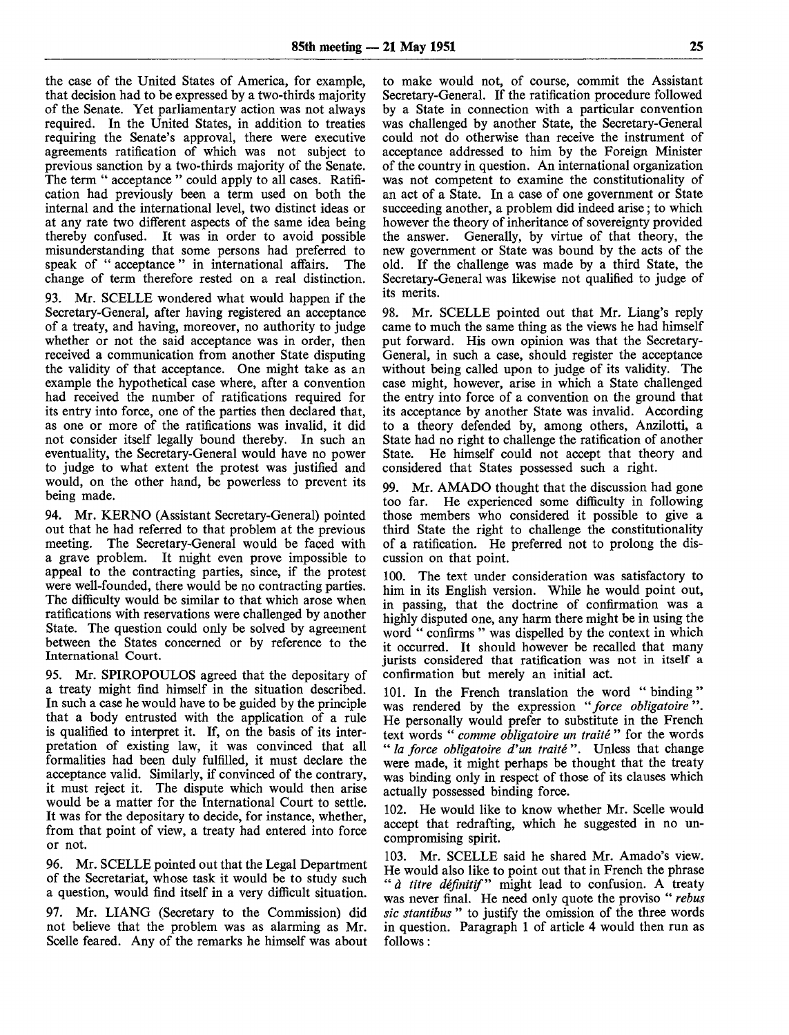the case of the United States of America, for example, that decision had to be expressed by a two-thirds majority of the Senate. Yet parliamentary action was not always required. In the United States, in addition to treaties requiring the Senate's approval, there were executive agreements ratification of which was not subject to previous sanction by a two-thirds majority of the Senate. The term " acceptance " could apply to all cases. Ratification had previously been a term used on both the internal and the international level, two distinct ideas or at any rate two different aspects of the same idea being thereby confused. It was in order to avoid possible misunderstanding that some persons had preferred to speak of " acceptance " in international affairs. The change of term therefore rested on a real distinction.

93. Mr. SCELLE wondered what would happen if the Secretary-General, after having registered an acceptance of a treaty, and having, moreover, no authority to judge whether or not the said acceptance was in order, then received a communication from another State disputing the validity of that acceptance. One might take as an example the hypothetical case where, after a convention had received the number of ratifications required for its entry into force, one of the parties then declared that, as one or more of the ratifications was invalid, it did not consider itself legally bound thereby. In such an eventuality, the Secretary-General would have no power to judge to what extent the protest was justified and would, on the other hand, be powerless to prevent its being made.

94. Mr. KERNO (Assistant Secretary-General) pointed out that he had referred to that problem at the previous meeting. The Secretary-General would be faced with a grave problem. It might even prove impossible to appeal to the contracting parties, since, if the protest were well-founded, there would be no contracting parties. The difficulty would be similar to that which arose when ratifications with reservations were challenged by another State. The question could only be solved by agreement between the States concerned or by reference to the International Court.

95. Mr. SPIROPOULOS agreed that the depositary of a treaty might find himself in the situation described. In such a case he would have to be guided by the principle that a body entrusted with the application of a rule is qualified to interpret it. If, on the basis of its interpretation of existing law, it was convinced that all formalities had been duly fulfilled, it must declare the acceptance valid. Similarly, if convinced of the contrary, it must reject it. The dispute which would then arise would be a matter for the International Court to settle. It was for the depositary to decide, for instance, whether, from that point of view, a treaty had entered into force or not.

96. Mr. SCELLE pointed out that the Legal Department of the Secretariat, whose task it would be to study such a question, would find itself in a very difficult situation.

97. Mr. LIANG (Secretary to the Commission) did not believe that the problem was as alarming as Mr. Scelle feared. Any of the remarks he himself was about to make would not, of course, commit the Assistant Secretary-General. If the ratification procedure followed by a State in connection with a particular convention was challenged by another State, the Secretary-General could not do otherwise than receive the instrument of acceptance addressed to him by the Foreign Minister of the country in question. An international organization was not competent to examine the constitutionality of an act of a State. In a case of one government or State succeeding another, a problem did indeed arise; to which however the theory of inheritance of sovereignty provided the answer. Generally, by virtue of that theory, the new government or State was bound by the acts of the old. If the challenge was made by a third State, the Secretary-General was likewise not qualified to judge of its merits.

98. Mr. SCELLE pointed out that Mr. Liang's reply came to much the same thing as the views he had himself put forward. His own opinion was that the Secretary-General, in such a case, should register the acceptance without being called upon to judge of its validity. The case might, however, arise in which a State challenged the entry into force of a convention on the ground that its acceptance by another State was invalid. According to a theory defended by, among others, Anzilotti, a State had no right to challenge the ratification of another State. He himself could not accept that theory and considered that States possessed such a right.

99. Mr. AMADO thought that the discussion had gone too far. He experienced some difficulty in following those members who considered it possible to give a third State the right to challenge the constitutionality of a ratification. He preferred not to prolong the discussion on that point.

100. The text under consideration was satisfactory to him in its English version. While he would point out, in passing, that the doctrine of confirmation was a highly disputed one, any harm there might be in using the word " confirms " was dispelled by the context in which it occurred. It should however be recalled that many jurists considered that ratification was not in itself a confirmation but merely an initial act.

101. In the French translation the word " binding " was rendered by the expression "*force obligatoire*". He personally would prefer to substitute in the French text words "*comme obligatoire un traité*" for the words "*la force obligatoire d'un traité*". Unless that change were made, it might perhaps be thought that the treaty was binding only in respect of those of its clauses which actually possessed binding force.

102. He would like to know whether Mr. Scelle would accept that redrafting, which he suggested in no uncompromising spirit.

103. Mr. SCELLE said he shared Mr. Amado's view. He would also like to point out that in French the phrase "*à titre définitif*" might lead to confusion. A treaty was never final. He need only quote the proviso "*rebus sic stantibus*" to justify the omission of the three words in question. Paragraph 1 of article 4 would then run as follows: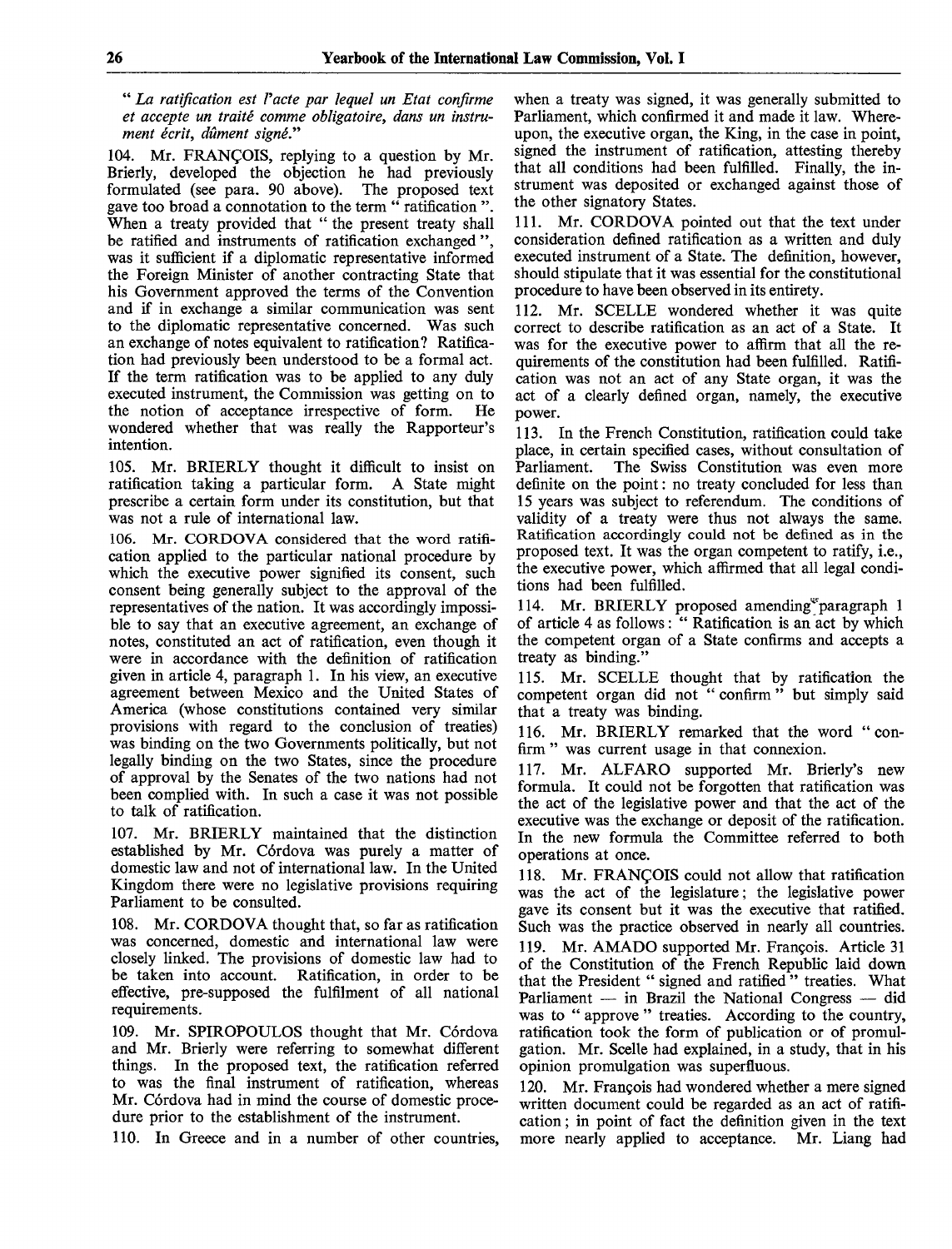" *La ratification est l'acte par lequel un Etat confirme et accepte un traité comme obligatoire, dans un instrument écrit, dûment signé.*"

104. Mr. FRANÇOIS, replying to a question by Mr. Brierly, developed the objection he had previously formulated (see para. 90 above). The proposed text gave too broad a connotation to the term " ratification ". When a treaty provided that " the present treaty shall be ratified and instruments of ratification exchanged ", was it sufficient if a diplomatic representative informed the Foreign Minister of another contracting State that his Government approved the terms of the Convention and if in exchange a similar communication was sent to the diplomatic representative concerned. Was such an exchange of notes equivalent to ratification? Ratification had previously been understood to be a formal act. If the term ratification was to be applied to any duly executed instrument, the Commission was getting on to the notion of acceptance irrespective of form. He wondered whether that was really the Rapporteur's intention.

105. Mr. BRIERLY thought it difficult to insist on ratification taking a particular form. A State might prescribe a certain form under its constitution, but that was not a rule of international law.

106. Mr. CORDOVA considered that the word ratification applied to the particular national procedure by which the executive power signified its consent, such consent being generally subject to the approval of the representatives of the nation. It was accordingly impossible to say that an executive agreement, an exchange of notes, constituted an act of ratification, even though it were in accordance with the definition of ratification given in article 4, paragraph 1. In his view, an executive agreement between Mexico and the United States of America (whose constitutions contained very similar provisions with regard to the conclusion of treaties) was binding on the two Governments politically, but not legally binding on the two States, since the procedure of approval by the Senates of the two nations had not been complied with. In such a case it was not possible to talk of ratification.

107. Mr. BRIERLY maintained that the distinction established by Mr. Córdova was purely a matter of domestic law and not of international law. In the United Kingdom there were no legislative provisions requiring Parliament to be consulted.

108. Mr. CORDOVA thought that, so far as ratification was concerned, domestic and international law were closely linked. The provisions of domestic law had to be taken into account. Ratification, in order to be effective, pre-supposed the fulfilment of all national requirements.

109. Mr. SPIROPOULOS thought that Mr. Córdova and Mr. Brierly were referring to somewhat different things. In the proposed text, the ratification referred to was the final instrument of ratification, whereas Mr. Córdova had in mind the course of domestic procedure prior to the establishment of the instrument.

110. In Greece and in a number of other countries, when a treaty was signed, it was generally submitted to Parliament, which confirmed it and made it law. Whereupon, the executive organ, the King, in the case in point, signed the instrument of ratification, attesting thereby that all conditions had been fulfilled. Finally, the instrument was deposited or exchanged against those of the other signatory States.

111. Mr. CORDOVA pointed out that the text under consideration defined ratification as a written and duly executed instrument of a State. The definition, however, should stipulate that it was essential for the constitutional procedure to have been observed in its entirety.

112. Mr. SCELLE wondered whether it was quite correct to describe ratification as an act of a State. It was for the executive power to affirm that all the requirements of the constitution had been fulfilled. Ratification was not an act of any State organ, it was the act of a clearly defined organ, namely, the executive power.

113. In the French Constitution, ratification could take place, in certain specified cases, without consultation of Parliament. The Swiss Constitution was even more definite on the point: no treaty concluded for less than 15 years was subject to referendum. The conditions of validity of a treaty were thus not always the same. Ratification accordingly could not be defined as in the proposed text. It was the organ competent to ratify, i.e., the executive power, which affirmed that all legal conditions had been fulfilled.

114. Mr. BRIERLY proposed amending paragraph 1 of article 4 as follows: " Ratification is an act by which the competent organ of a State confirms and accepts a treaty as binding."

115. Mr. SCELLE thought that by ratification the competent organ did not " confirm " but simply said that a treaty was binding.

116. Mr. BRIERLY remarked that the word " confirm " was current usage in that connexion.

117. Mr. ALFARO supported Mr. Brierly's new formula. It could not be forgotten that ratification was the act of the legislative power and that the act of the executive was the exchange or deposit of the ratification. In the new formula the Committee referred to both operations at once.

118. Mr. FRANÇOIS could not allow that ratification was the act of the legislature; the legislative power gave its consent but it was the executive that ratified. Such was the practice observed in nearly all countries.

119. Mr. AMADO supported Mr. François. Article 31 of the Constitution of the French Republic laid down that the President " signed and ratified " treaties. What Parliament — in Brazil the National Congress — did was to " approve " treaties. According to the country, ratification took the form of publication or of promulgation. Mr. Scelle had explained, in a study, that in his opinion promulgation was superfluous.

120. Mr. François had wondered whether a mere signed written document could be regarded as an act of ratification; in point of fact the definition given in the text more nearly applied to acceptance. Mr. Liang had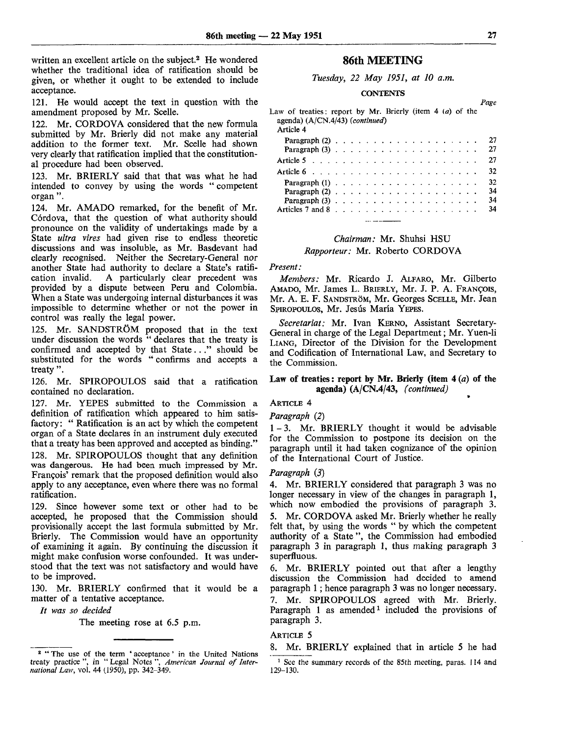written an excellent article on the subject.[2] He wondered whether the traditional idea of ratification should be given, or whether it ought to be extended to include acceptance.

121. He would accept the text in question with the amendment proposed by Mr. Scelle.

122. Mr. CORDOVA considered that the new formula submitted by Mr. Brierly did not make any material addition to the former text. Mr. Scelle had shown very clearly that ratification implied that the constitutional procedure had been observed.

123. Mr. BRIERLY said that that was what he had intended to convey by using the words "competent organ".

124. Mr. AMADO remarked, for the benefit of Mr. Córdova, that the question of what authority should pronounce on the validity of undertakings made by a State *ultra vires* had given rise to endless theoretic discussions and was insoluble, as Mr. Basdevant had clearly recognised. Neither the Secretary-General nor another State had authority to declare a State's ratification invalid. A particularly clear precedent was provided by a dispute between Peru and Colombia. When a State was undergoing internal disturbances it was impossible to determine whether or not the power in control was really the legal power.

125. Mr. SANDSTRÖM proposed that in the text under discussion the words "declares that the treaty is confirmed and accepted by that State..." should be substituted for the words "confirms and accepts a treaty".

126. Mr. SPIROPOULOS said that a ratification contained no declaration.

127. Mr. YEPES submitted to the Commission a definition of ratification which appeared to him satisfactory: "Ratification is an act by which the competent organ of a State declares in an instrument duly executed that a treaty has been approved and accepted as binding."

128. Mr. SPIROPOULOS thought that any definition was dangerous. He had been much impressed by Mr. François' remark that the proposed definition would also apply to any acceptance, even where there was no formal ratification.

129. Since however some text or other had to be accepted, he proposed that the Commission should provisionally accept the last formula submitted by Mr. Brierly. The Commission would have an opportunity of examining it again. By continuing the discussion it might make confusion worse confounded. It was understood that the text was not satisfactory and would have to be improved.

130. Mr. BRIERLY confirmed that it would be a matter of a tentative acceptance.

*It was so decided*

The meeting rose at 6.5 p.m.

[2] "The use of the term 'acceptance' in the United Nations treaty practice", in "Legal Notes", *American Journal of International Law*, vol. 44 (1950), pp. 342–349.

# 86th MEETING

*Tuesday, 22 May 1951, at 10 a.m.*

**CONTENTS**

| | Page |
|---|---|
| Law of treaties: report by Mr. Brierly (item 4 (*a*) of the agenda) (A/CN.4/43) (*continued*) | |
| Article 4 | |
| Paragraph (2) | 27 |
| Paragraph (3) | 27 |
| Article 5 | 27 |
| Article 6 | 32 |
| Paragraph (1) | 32 |
| Paragraph (2) | 34 |
| Paragraph (3) | 34 |
| Articles 7 and 8 | 34 |

*Chairman:* Mr. Shuhsi HSU

*Rapporteur:* Mr. Roberto CORDOVA

*Present:*

*Members:* Mr. Ricardo J. ALFARO, Mr. Gilberto AMADO, Mr. James L. BRIERLY, Mr. J. P. A. FRANÇOIS, Mr. A. E. F. SANDSTRÖM, Mr. Georges SCELLE, Mr. Jean SPIROPOULOS, Mr. Jesús María YEPES.

*Secretariat:* Mr. Ivan KERNO, Assistant Secretary-General in charge of the Legal Department; Mr. Yuen-li LIANG, Director of the Division for the Development and Codification of International Law, and Secretary to the Commission.

## Law of treaties: report by Mr. Brierly (item 4 (*a*) of the agenda) (A/CN.4/43, *(continued)*

ARTICLE 4

*Paragraph (2)*

1–3. Mr. BRIERLY thought it would be advisable for the Commission to postpone its decision on the paragraph until it had taken cognizance of the opinion of the International Court of Justice.

*Paragraph (3)*

4. Mr. BRIERLY considered that paragraph 3 was no longer necessary in view of the changes in paragraph 1, which now embodied the provisions of paragraph 3.

5. Mr. CORDOVA asked Mr. Brierly whether he really felt that, by using the words "by which the competent authority of a State", the Commission had embodied paragraph 3 in paragraph 1, thus making paragraph 3 superfluous.

6. Mr. BRIERLY pointed out that after a lengthy discussion the Commission had decided to amend paragraph 1; hence paragraph 3 was no longer necessary.

7. Mr. SPIROPOULOS agreed with Mr. Brierly. Paragraph 1 as amended[1] included the provisions of paragraph 3.

ARTICLE 5

8. Mr. BRIERLY explained that in article 5 he had

[1] See the summary records of the 85th meeting, paras. 114 and 129–130.